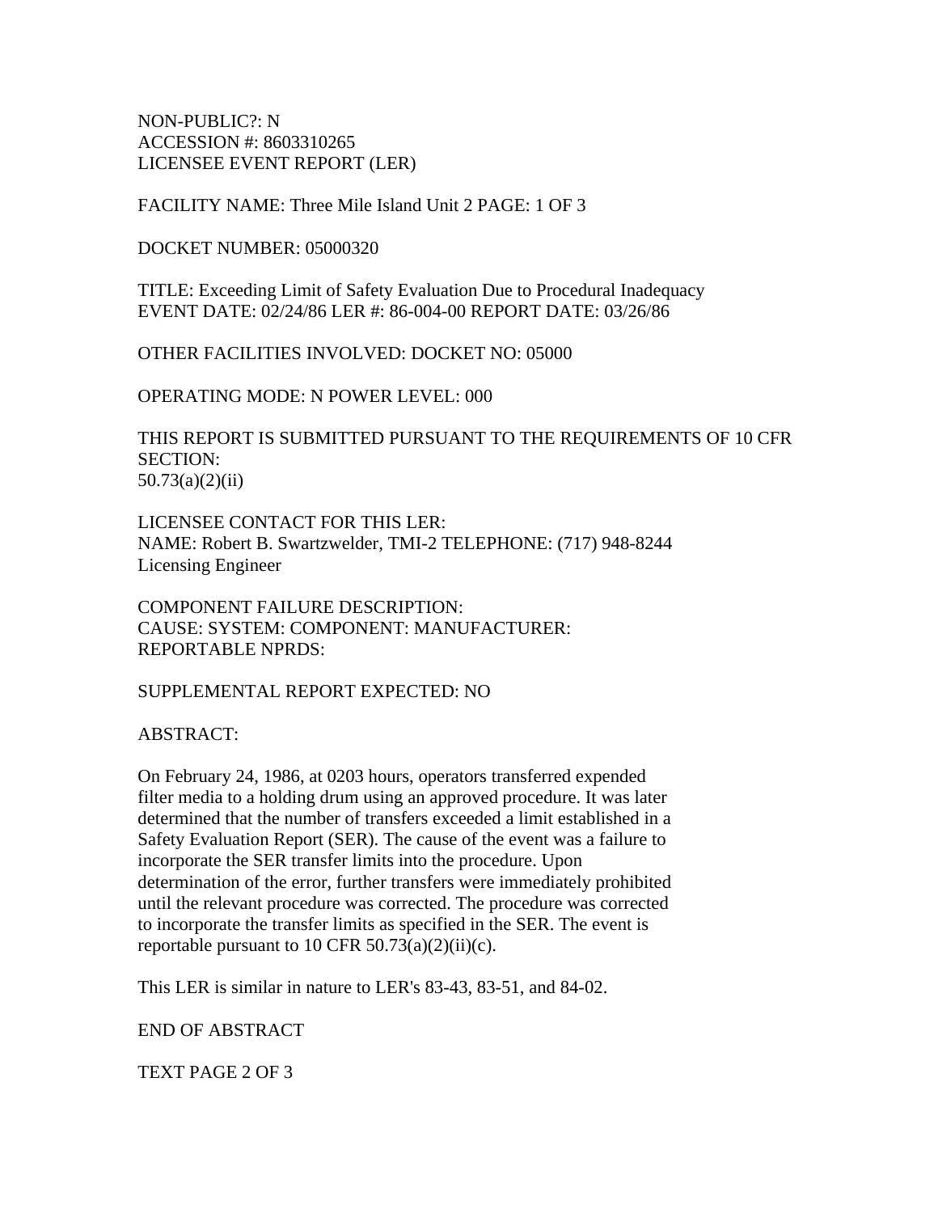NON-PUBLIC?: N
ACCESSION #: 8603310265
LICENSEE EVENT REPORT (LER)

FACILITY NAME: Three Mile Island Unit 2 PAGE: 1 OF 3

DOCKET NUMBER: 05000320

TITLE: Exceeding Limit of Safety Evaluation Due to Procedural Inadequacy
EVENT DATE: 02/24/86 LER #: 86-004-00 REPORT DATE: 03/26/86

OTHER FACILITIES INVOLVED: DOCKET NO: 05000

OPERATING MODE: N POWER LEVEL: 000

THIS REPORT IS SUBMITTED PURSUANT TO THE REQUIREMENTS OF 10 CFR SECTION:
50.73(a)(2)(ii)

LICENSEE CONTACT FOR THIS LER:
NAME: Robert B. Swartzwelder, TMI-2 TELEPHONE: (717) 948-8244
Licensing Engineer

COMPONENT FAILURE DESCRIPTION:
CAUSE: SYSTEM: COMPONENT: MANUFACTURER:
REPORTABLE NPRDS:

SUPPLEMENTAL REPORT EXPECTED: NO

ABSTRACT:

On February 24, 1986, at 0203 hours, operators transferred expended filter media to a holding drum using an approved procedure. It was later determined that the number of transfers exceeded a limit established in a Safety Evaluation Report (SER). The cause of the event was a failure to incorporate the SER transfer limits into the procedure. Upon determination of the error, further transfers were immediately prohibited until the relevant procedure was corrected. The procedure was corrected to incorporate the transfer limits as specified in the SER. The event is reportable pursuant to 10 CFR 50.73(a)(2)(ii)(c).

This LER is similar in nature to LER's 83-43, 83-51, and 84-02.

END OF ABSTRACT

TEXT PAGE 2 OF 3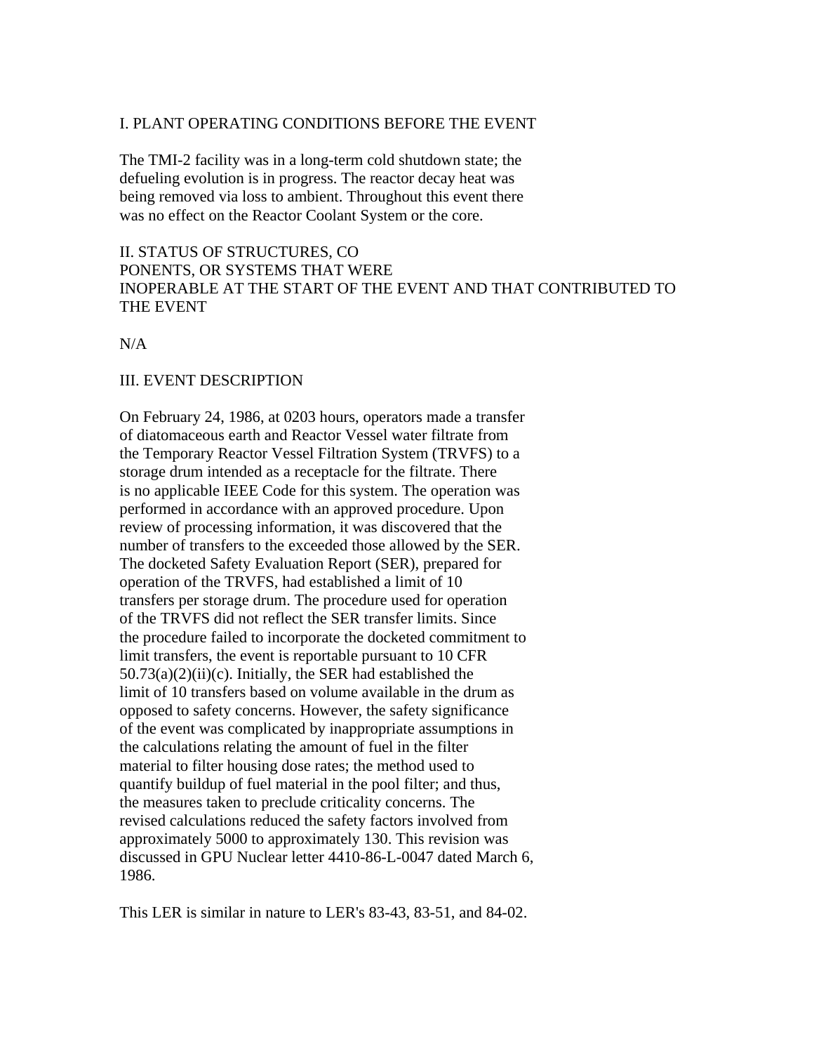## I. PLANT OPERATING CONDITIONS BEFORE THE EVENT

The TMI-2 facility was in a long-term cold shutdown state; the defueling evolution is in progress. The reactor decay heat was being removed via loss to ambient. Throughout this event there was no effect on the Reactor Coolant System or the core.

## II. STATUS OF STRUCTURES, CO PONENTS, OR SYSTEMS THAT WERE INOPERABLE AT THE START OF THE EVENT AND THAT CONTRIBUTED TO THE EVENT

N/A

## III. EVENT DESCRIPTION

On February 24, 1986, at 0203 hours, operators made a transfer of diatomaceous earth and Reactor Vessel water filtrate from the Temporary Reactor Vessel Filtration System (TRVFS) to a storage drum intended as a receptacle for the filtrate. There is no applicable IEEE Code for this system. The operation was performed in accordance with an approved procedure. Upon review of processing information, it was discovered that the number of transfers to the exceeded those allowed by the SER. The docketed Safety Evaluation Report (SER), prepared for operation of the TRVFS, had established a limit of 10 transfers per storage drum. The procedure used for operation of the TRVFS did not reflect the SER transfer limits. Since the procedure failed to incorporate the docketed commitment to limit transfers, the event is reportable pursuant to 10 CFR 50.73(a)(2)(ii)(c). Initially, the SER had established the limit of 10 transfers based on volume available in the drum as opposed to safety concerns. However, the safety significance of the event was complicated by inappropriate assumptions in the calculations relating the amount of fuel in the filter material to filter housing dose rates; the method used to quantify buildup of fuel material in the pool filter; and thus, the measures taken to preclude criticality concerns. The revised calculations reduced the safety factors involved from approximately 5000 to approximately 130. This revision was discussed in GPU Nuclear letter 4410-86-L-0047 dated March 6, 1986.

This LER is similar in nature to LER's 83-43, 83-51, and 84-02.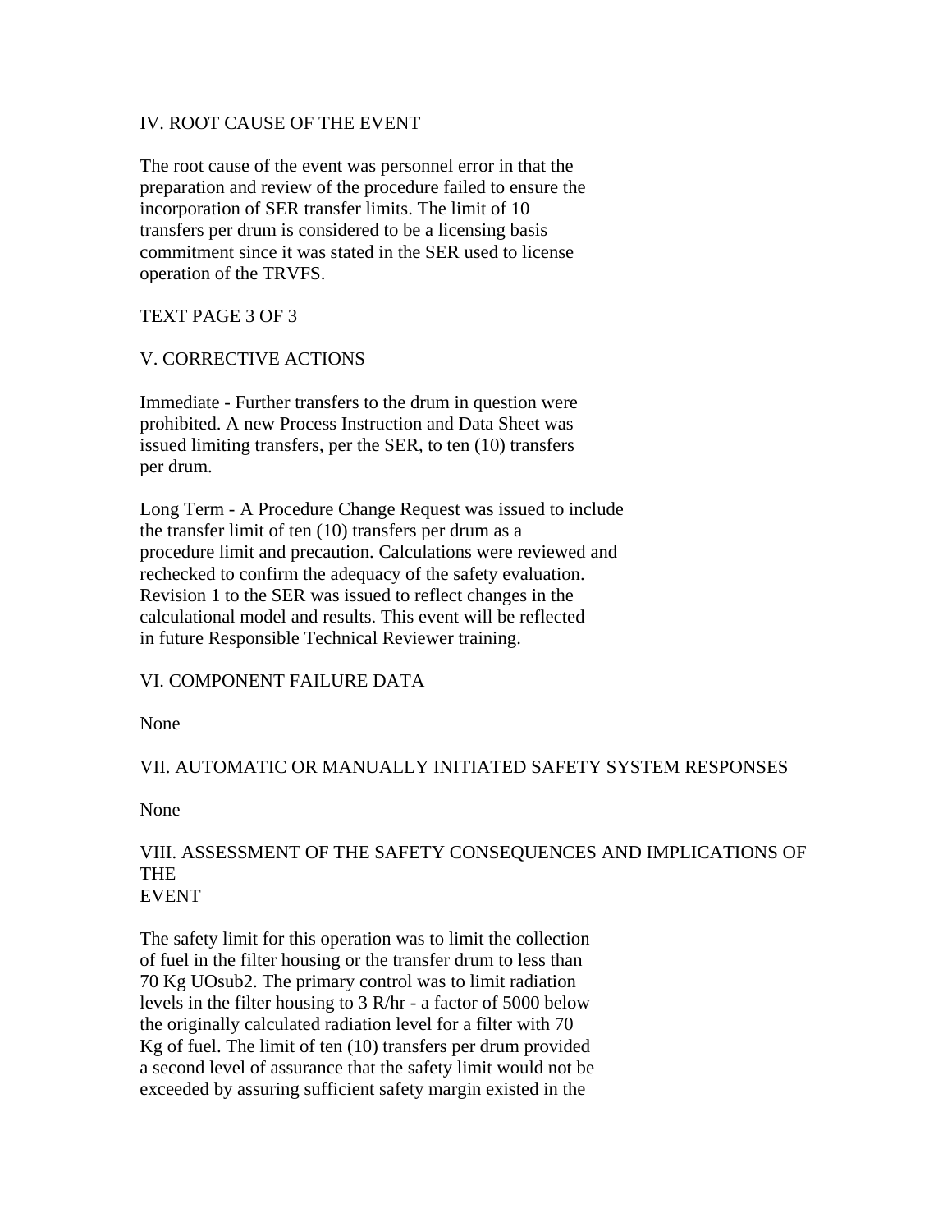## IV. ROOT CAUSE OF THE EVENT

The root cause of the event was personnel error in that the preparation and review of the procedure failed to ensure the incorporation of SER transfer limits. The limit of 10 transfers per drum is considered to be a licensing basis commitment since it was stated in the SER used to license operation of the TRVFS.

## V. CORRECTIVE ACTIONS

Immediate - Further transfers to the drum in question were prohibited. A new Process Instruction and Data Sheet was issued limiting transfers, per the SER, to ten (10) transfers per drum.

Long Term - A Procedure Change Request was issued to include the transfer limit of ten (10) transfers per drum as a procedure limit and precaution. Calculations were reviewed and rechecked to confirm the adequacy of the safety evaluation. Revision 1 to the SER was issued to reflect changes in the calculational model and results. This event will be reflected in future Responsible Technical Reviewer training.

## VI. COMPONENT FAILURE DATA

None

## VII. AUTOMATIC OR MANUALLY INITIATED SAFETY SYSTEM RESPONSES

None

## VIII. ASSESSMENT OF THE SAFETY CONSEQUENCES AND IMPLICATIONS OF THE EVENT

The safety limit for this operation was to limit the collection of fuel in the filter housing or the transfer drum to less than 70 Kg $UO_2$. The primary control was to limit radiation levels in the filter housing to 3 R/hr - a factor of 5000 below the originally calculated radiation level for a filter with 70 Kg of fuel. The limit of ten (10) transfers per drum provided a second level of assurance that the safety limit would not be exceeded by assuring sufficient safety margin existed in the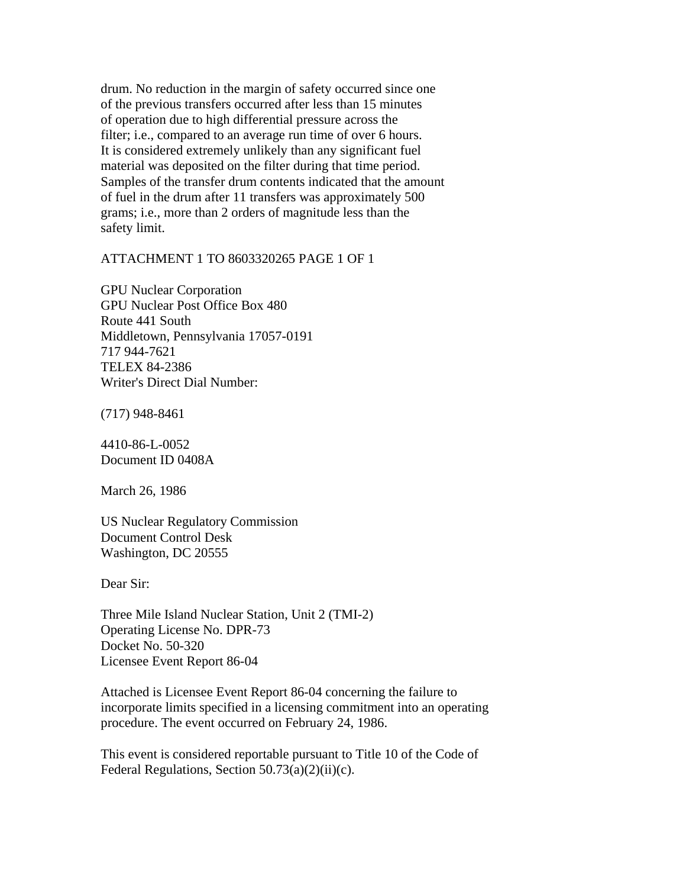drum. No reduction in the margin of safety occurred since one of the previous transfers occurred after less than 15 minutes of operation due to high differential pressure across the filter; i.e., compared to an average run time of over 6 hours. It is considered extremely unlikely than any significant fuel material was deposited on the filter during that time period. Samples of the transfer drum contents indicated that the amount of fuel in the drum after 11 transfers was approximately 500 grams; i.e., more than 2 orders of magnitude less than the safety limit.

ATTACHMENT 1 TO 8603320265 PAGE 1 OF 1

GPU Nuclear Corporation
GPU Nuclear Post Office Box 480
Route 441 South
Middletown, Pennsylvania 17057-0191
717 944-7621
TELEX 84-2386
Writer's Direct Dial Number:

(717) 948-8461

4410-86-L-0052
Document ID 0408A

March 26, 1986

US Nuclear Regulatory Commission
Document Control Desk
Washington, DC 20555

Dear Sir:

Three Mile Island Nuclear Station, Unit 2 (TMI-2)
Operating License No. DPR-73
Docket No. 50-320
Licensee Event Report 86-04

Attached is Licensee Event Report 86-04 concerning the failure to incorporate limits specified in a licensing commitment into an operating procedure. The event occurred on February 24, 1986.

This event is considered reportable pursuant to Title 10 of the Code of Federal Regulations, Section 50.73(a)(2)(ii)(c).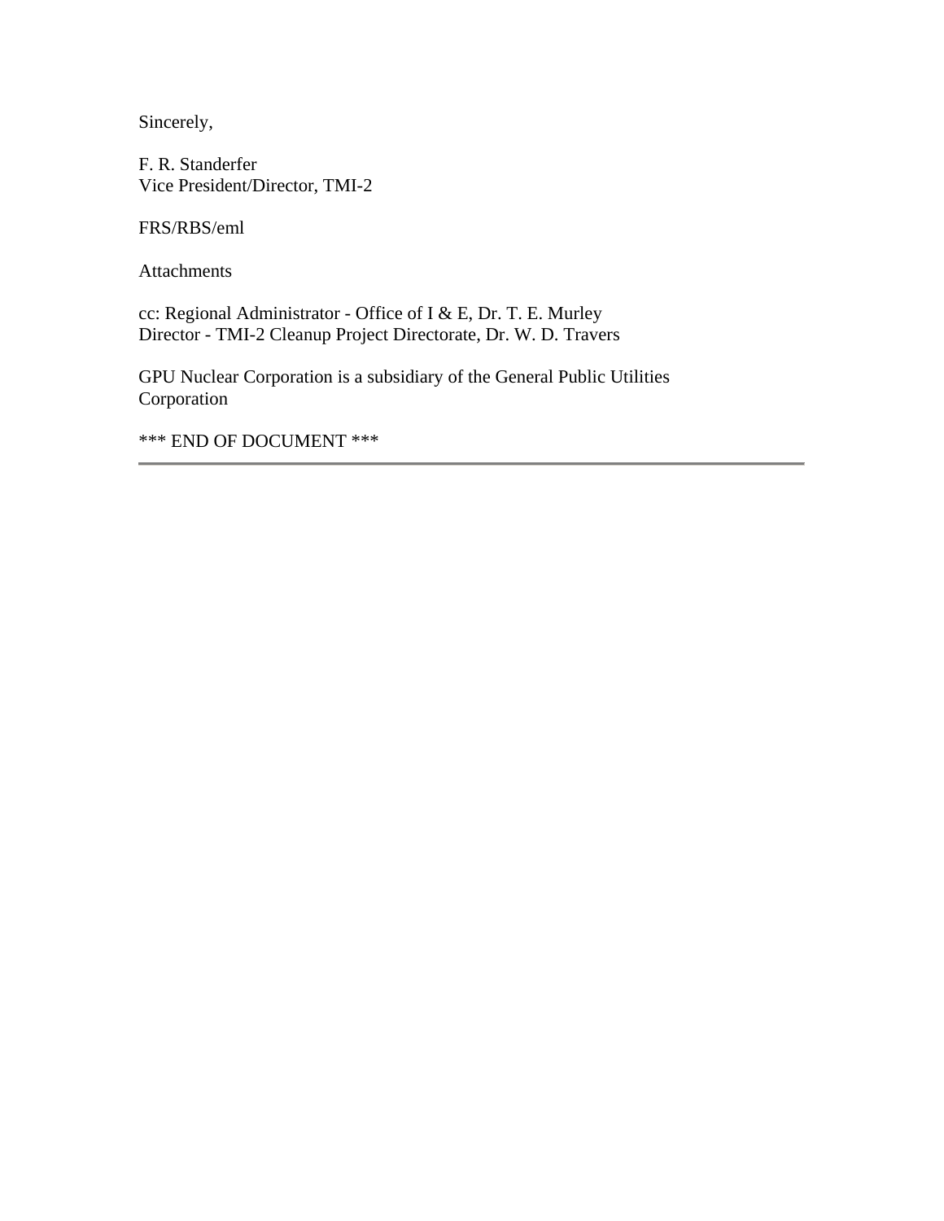Sincerely,

F. R. Standerfer
Vice President/Director, TMI-2

FRS/RBS/eml

Attachments

cc: Regional Administrator - Office of I & E, Dr. T. E. Murley
Director - TMI-2 Cleanup Project Directorate, Dr. W. D. Travers

GPU Nuclear Corporation is a subsidiary of the General Public Utilities Corporation

*** END OF DOCUMENT ***

---